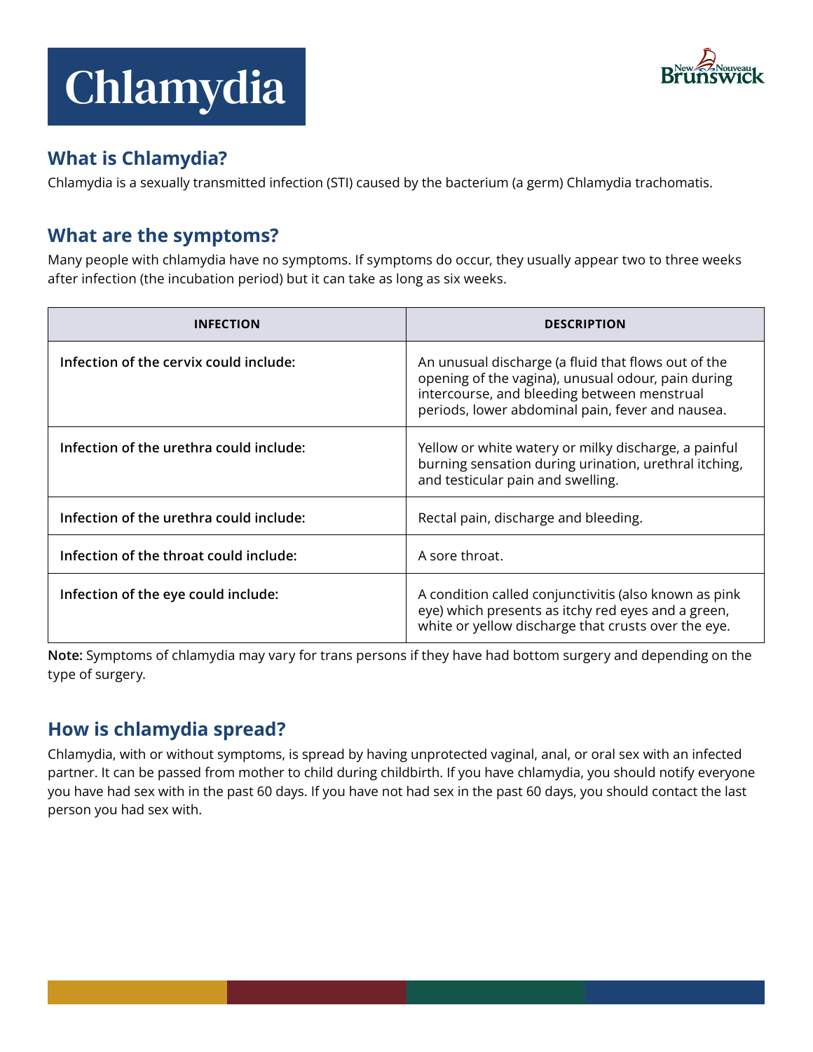# Chlamydia

## What is Chlamydia?

Chlamydia is a sexually transmitted infection (STI) caused by the bacterium (a germ) Chlamydia trachomatis.

## What are the symptoms?

Many people with chlamydia have no symptoms. If symptoms do occur, they usually appear two to three weeks after infection (the incubation period) but it can take as long as six weeks.

| INFECTION | DESCRIPTION |
|---|---|
| **Infection of the cervix could include:** | An unusual discharge (a fluid that flows out of the opening of the vagina), unusual odour, pain during intercourse, and bleeding between menstrual periods, lower abdominal pain, fever and nausea. |
| **Infection of the urethra could include:** | Yellow or white watery or milky discharge, a painful burning sensation during urination, urethral itching, and testicular pain and swelling. |
| **Infection of the urethra could include:** | Rectal pain, discharge and bleeding. |
| **Infection of the throat could include:** | A sore throat. |
| **Infection of the eye could include:** | A condition called conjunctivitis (also known as pink eye) which presents as itchy red eyes and a green, white or yellow discharge that crusts over the eye. |

**Note:** Symptoms of chlamydia may vary for trans persons if they have had bottom surgery and depending on the type of surgery.

## How is chlamydia spread?

Chlamydia, with or without symptoms, is spread by having unprotected vaginal, anal, or oral sex with an infected partner. It can be passed from mother to child during childbirth. If you have chlamydia, you should notify everyone you have had sex with in the past 60 days. If you have not had sex in the past 60 days, you should contact the last person you had sex with.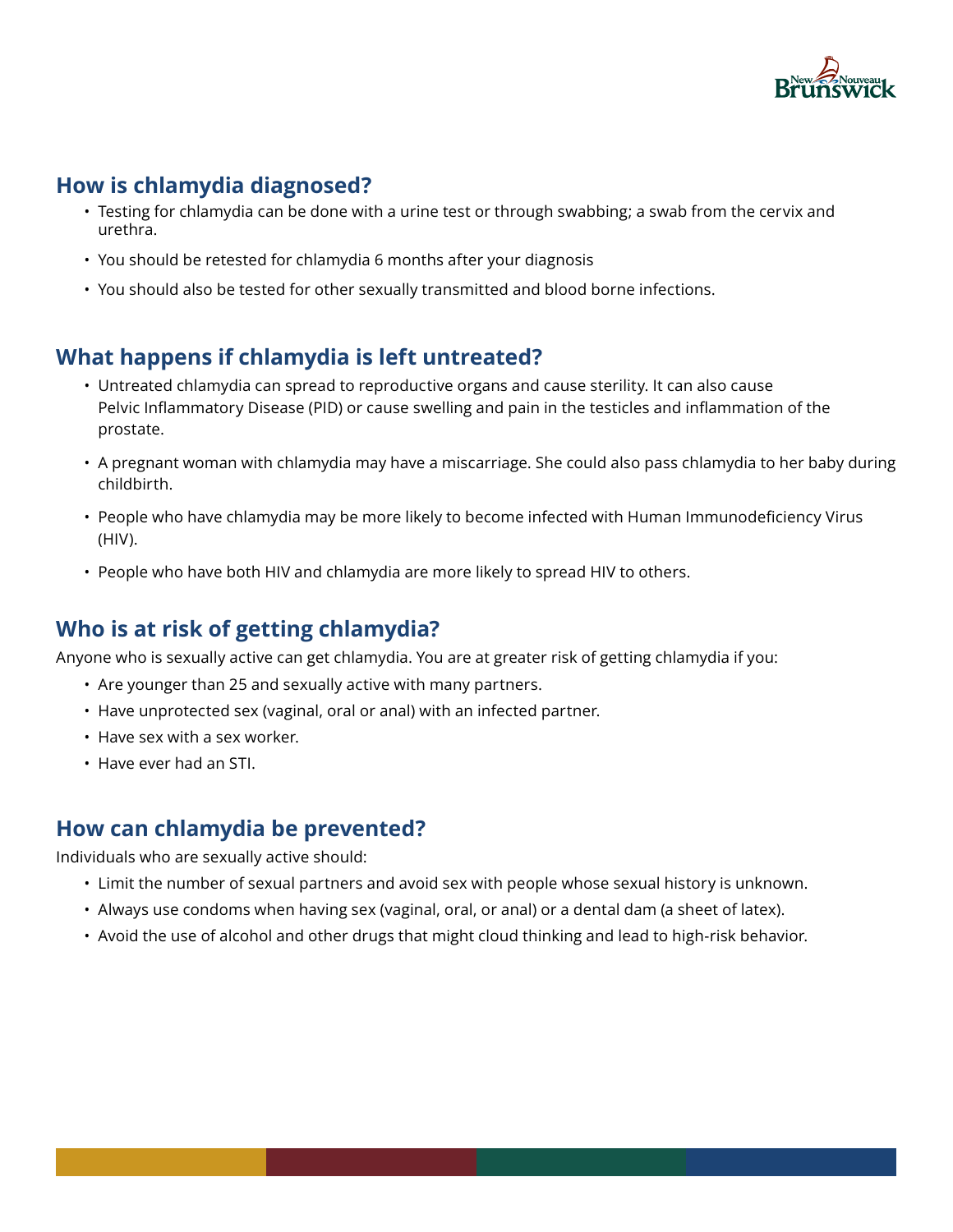## How is chlamydia diagnosed?

- Testing for chlamydia can be done with a urine test or through swabbing; a swab from the cervix and urethra.
- You should be retested for chlamydia 6 months after your diagnosis
- You should also be tested for other sexually transmitted and blood borne infections.

## What happens if chlamydia is left untreated?

- Untreated chlamydia can spread to reproductive organs and cause sterility. It can also cause Pelvic Inflammatory Disease (PID) or cause swelling and pain in the testicles and inflammation of the prostate.
- A pregnant woman with chlamydia may have a miscarriage. She could also pass chlamydia to her baby during childbirth.
- People who have chlamydia may be more likely to become infected with Human Immunodeficiency Virus (HIV).
- People who have both HIV and chlamydia are more likely to spread HIV to others.

## Who is at risk of getting chlamydia?

Anyone who is sexually active can get chlamydia. You are at greater risk of getting chlamydia if you:

- Are younger than 25 and sexually active with many partners.
- Have unprotected sex (vaginal, oral or anal) with an infected partner.
- Have sex with a sex worker.
- Have ever had an STI.

## How can chlamydia be prevented?

Individuals who are sexually active should:

- Limit the number of sexual partners and avoid sex with people whose sexual history is unknown.
- Always use condoms when having sex (vaginal, oral, or anal) or a dental dam (a sheet of latex).
- Avoid the use of alcohol and other drugs that might cloud thinking and lead to high-risk behavior.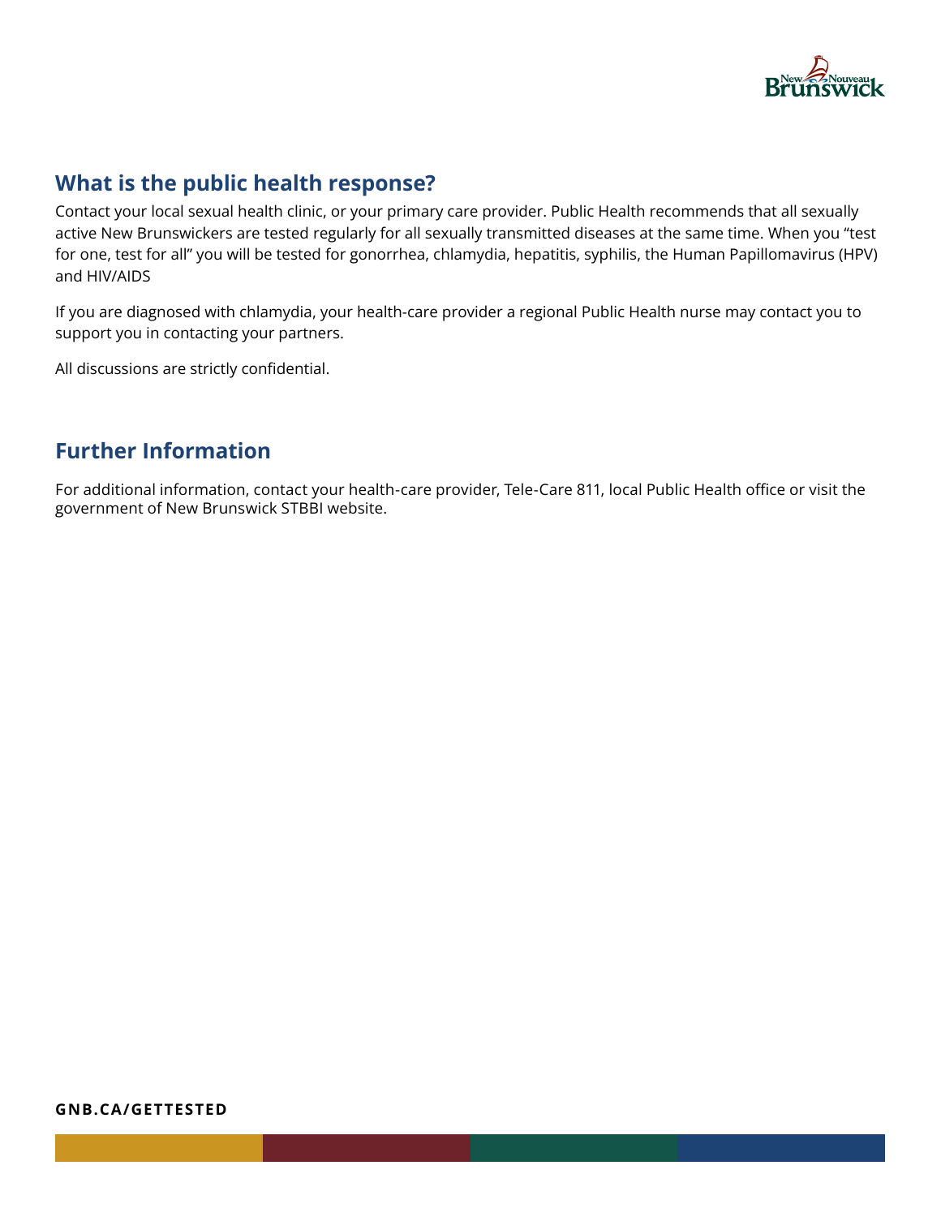## What is the public health response?

Contact your local sexual health clinic, or your primary care provider. Public Health recommends that all sexually active New Brunswickers are tested regularly for all sexually transmitted diseases at the same time. When you "test for one, test for all" you will be tested for gonorrhea, chlamydia, hepatitis, syphilis, the Human Papillomavirus (HPV) and HIV/AIDS

If you are diagnosed with chlamydia, your health-care provider a regional Public Health nurse may contact you to support you in contacting your partners.

All discussions are strictly confidential.

## Further Information

For additional information, contact your health-care provider, Tele-Care 811, local Public Health office or visit the government of New Brunswick STBBI website.

**GNB.CA/GETTESTED**